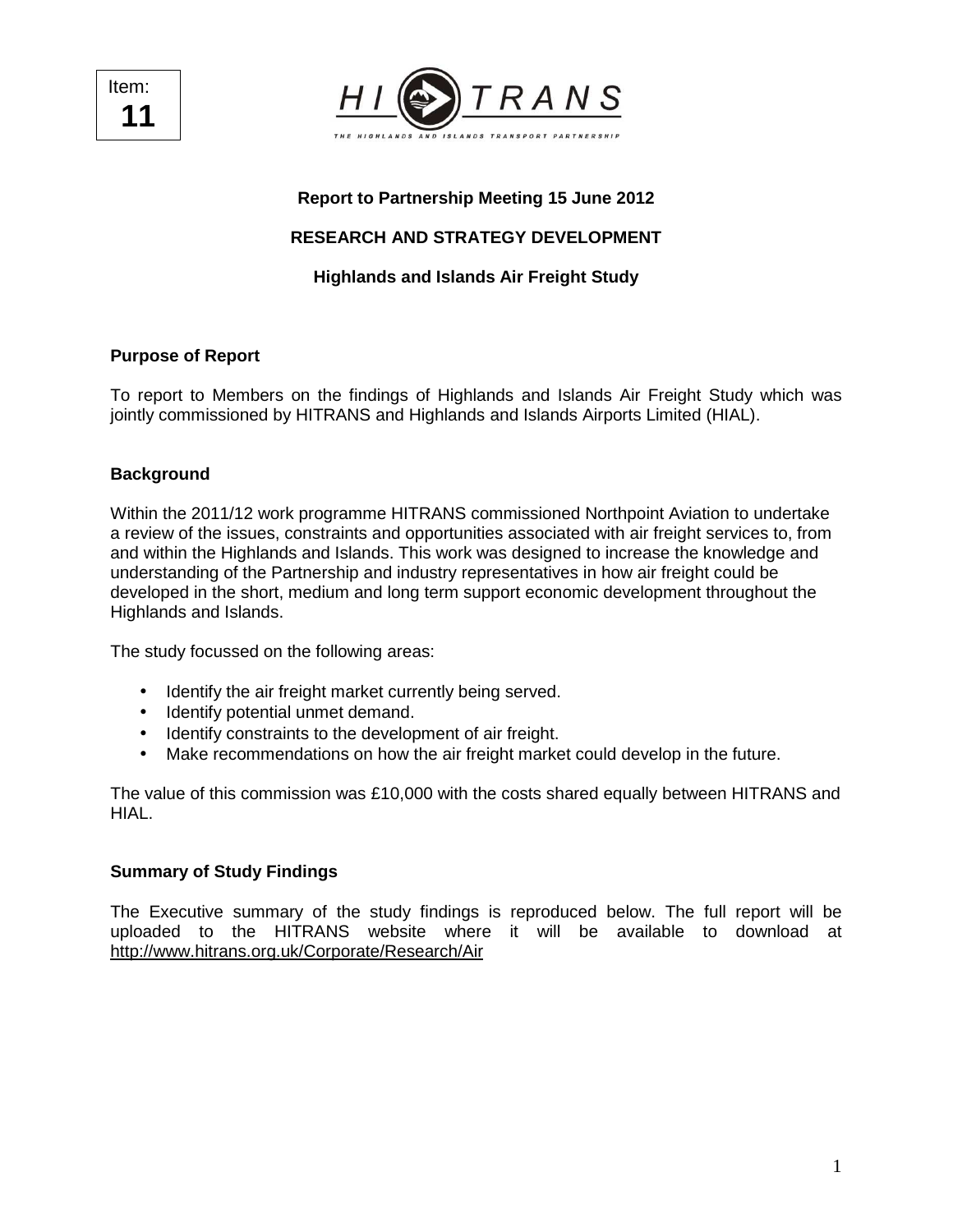Item: **11**

HITRANS

THE HIGHLANDS AND ISLANDS TRANSPORT PARTNERSHIP

**Report to Partnership Meeting 15 June 2012**

**RESEARCH AND STRATEGY DEVELOPMENT**

**Highlands and Islands Air Freight Study**

## Purpose of Report

To report to Members on the findings of Highlands and Islands Air Freight Study which was jointly commissioned by HITRANS and Highlands and Islands Airports Limited (HIAL).

## Background

Within the 2011/12 work programme HITRANS commissioned Northpoint Aviation to undertake a review of the issues, constraints and opportunities associated with air freight services to, from and within the Highlands and Islands. This work was designed to increase the knowledge and understanding of the Partnership and industry representatives in how air freight could be developed in the short, medium and long term support economic development throughout the Highlands and Islands.

The study focussed on the following areas:

- Identify the air freight market currently being served.
- Identify potential unmet demand.
- Identify constraints to the development of air freight.
- Make recommendations on how the air freight market could develop in the future.

The value of this commission was £10,000 with the costs shared equally between HITRANS and HIAL.

## Summary of Study Findings

The Executive summary of the study findings is reproduced below. The full report will be uploaded to the HITRANS website where it will be available to download at http://www.hitrans.org.uk/Corporate/Research/Air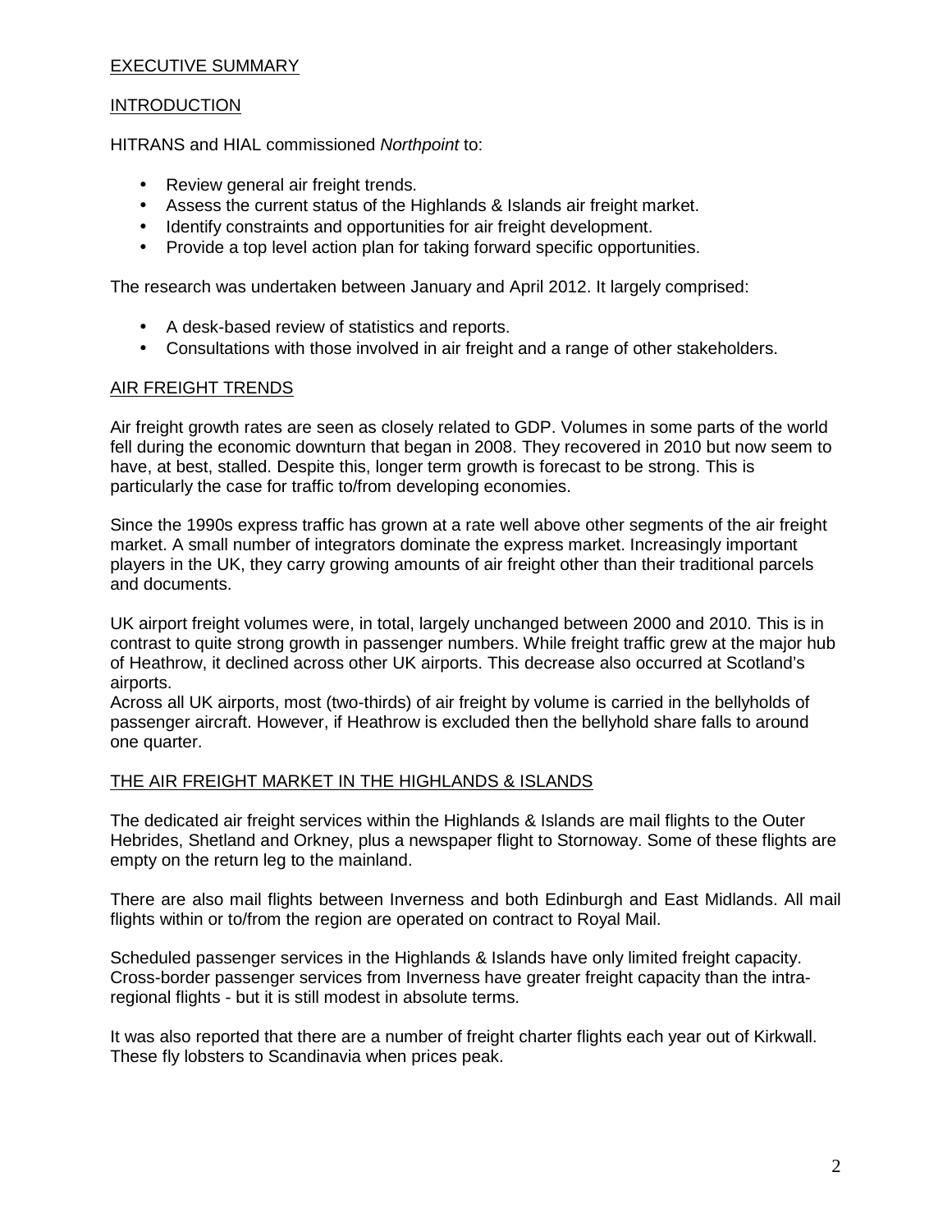## EXECUTIVE SUMMARY

### INTRODUCTION

HITRANS and HIAL commissioned *Northpoint* to:

- Review general air freight trends.
- Assess the current status of the Highlands & Islands air freight market.
- Identify constraints and opportunities for air freight development.
- Provide a top level action plan for taking forward specific opportunities.

The research was undertaken between January and April 2012. It largely comprised:

- A desk-based review of statistics and reports.
- Consultations with those involved in air freight and a range of other stakeholders.

### AIR FREIGHT TRENDS

Air freight growth rates are seen as closely related to GDP. Volumes in some parts of the world fell during the economic downturn that began in 2008. They recovered in 2010 but now seem to have, at best, stalled. Despite this, longer term growth is forecast to be strong. This is particularly the case for traffic to/from developing economies.

Since the 1990s express traffic has grown at a rate well above other segments of the air freight market. A small number of integrators dominate the express market. Increasingly important players in the UK, they carry growing amounts of air freight other than their traditional parcels and documents.

UK airport freight volumes were, in total, largely unchanged between 2000 and 2010. This is in contrast to quite strong growth in passenger numbers. While freight traffic grew at the major hub of Heathrow, it declined across other UK airports. This decrease also occurred at Scotland's airports.

Across all UK airports, most (two-thirds) of air freight by volume is carried in the bellyholds of passenger aircraft. However, if Heathrow is excluded then the bellyhold share falls to around one quarter.

### THE AIR FREIGHT MARKET IN THE HIGHLANDS & ISLANDS

The dedicated air freight services within the Highlands & Islands are mail flights to the Outer Hebrides, Shetland and Orkney, plus a newspaper flight to Stornoway. Some of these flights are empty on the return leg to the mainland.

There are also mail flights between Inverness and both Edinburgh and East Midlands. All mail flights within or to/from the region are operated on contract to Royal Mail.

Scheduled passenger services in the Highlands & Islands have only limited freight capacity. Cross-border passenger services from Inverness have greater freight capacity than the intra-regional flights - but it is still modest in absolute terms.

It was also reported that there are a number of freight charter flights each year out of Kirkwall. These fly lobsters to Scandinavia when prices peak.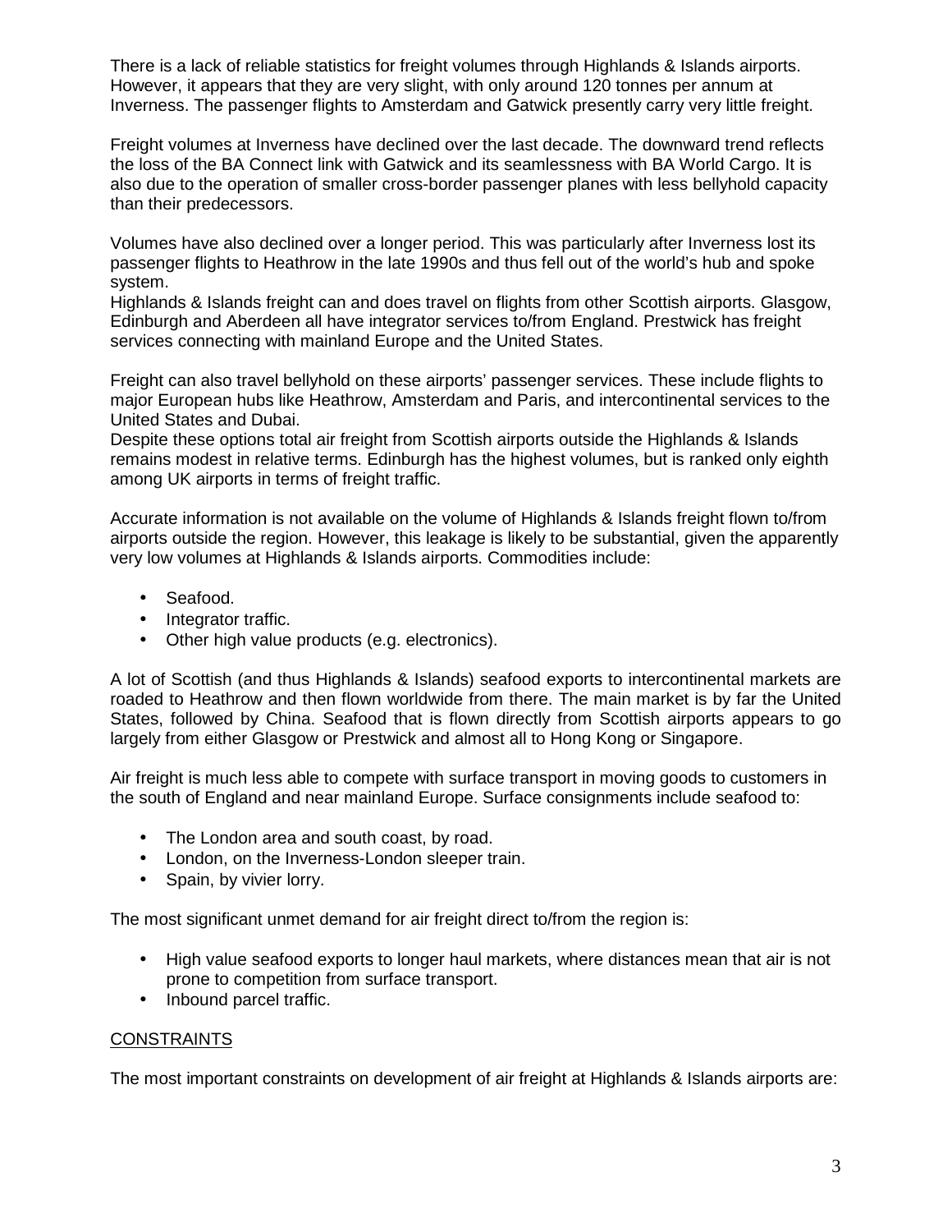There is a lack of reliable statistics for freight volumes through Highlands & Islands airports. However, it appears that they are very slight, with only around 120 tonnes per annum at Inverness. The passenger flights to Amsterdam and Gatwick presently carry very little freight.

Freight volumes at Inverness have declined over the last decade. The downward trend reflects the loss of the BA Connect link with Gatwick and its seamlessness with BA World Cargo. It is also due to the operation of smaller cross-border passenger planes with less bellyhold capacity than their predecessors.

Volumes have also declined over a longer period. This was particularly after Inverness lost its passenger flights to Heathrow in the late 1990s and thus fell out of the world's hub and spoke system.

Highlands & Islands freight can and does travel on flights from other Scottish airports. Glasgow, Edinburgh and Aberdeen all have integrator services to/from England. Prestwick has freight services connecting with mainland Europe and the United States.

Freight can also travel bellyhold on these airports' passenger services. These include flights to major European hubs like Heathrow, Amsterdam and Paris, and intercontinental services to the United States and Dubai.

Despite these options total air freight from Scottish airports outside the Highlands & Islands remains modest in relative terms. Edinburgh has the highest volumes, but is ranked only eighth among UK airports in terms of freight traffic.

Accurate information is not available on the volume of Highlands & Islands freight flown to/from airports outside the region. However, this leakage is likely to be substantial, given the apparently very low volumes at Highlands & Islands airports. Commodities include:

- Seafood.
- Integrator traffic.
- Other high value products (e.g. electronics).

A lot of Scottish (and thus Highlands & Islands) seafood exports to intercontinental markets are roaded to Heathrow and then flown worldwide from there. The main market is by far the United States, followed by China. Seafood that is flown directly from Scottish airports appears to go largely from either Glasgow or Prestwick and almost all to Hong Kong or Singapore.

Air freight is much less able to compete with surface transport in moving goods to customers in the south of England and near mainland Europe. Surface consignments include seafood to:

- The London area and south coast, by road.
- London, on the Inverness-London sleeper train.
- Spain, by vivier lorry.

The most significant unmet demand for air freight direct to/from the region is:

- High value seafood exports to longer haul markets, where distances mean that air is not prone to competition from surface transport.
- Inbound parcel traffic.

## CONSTRAINTS

The most important constraints on development of air freight at Highlands & Islands airports are: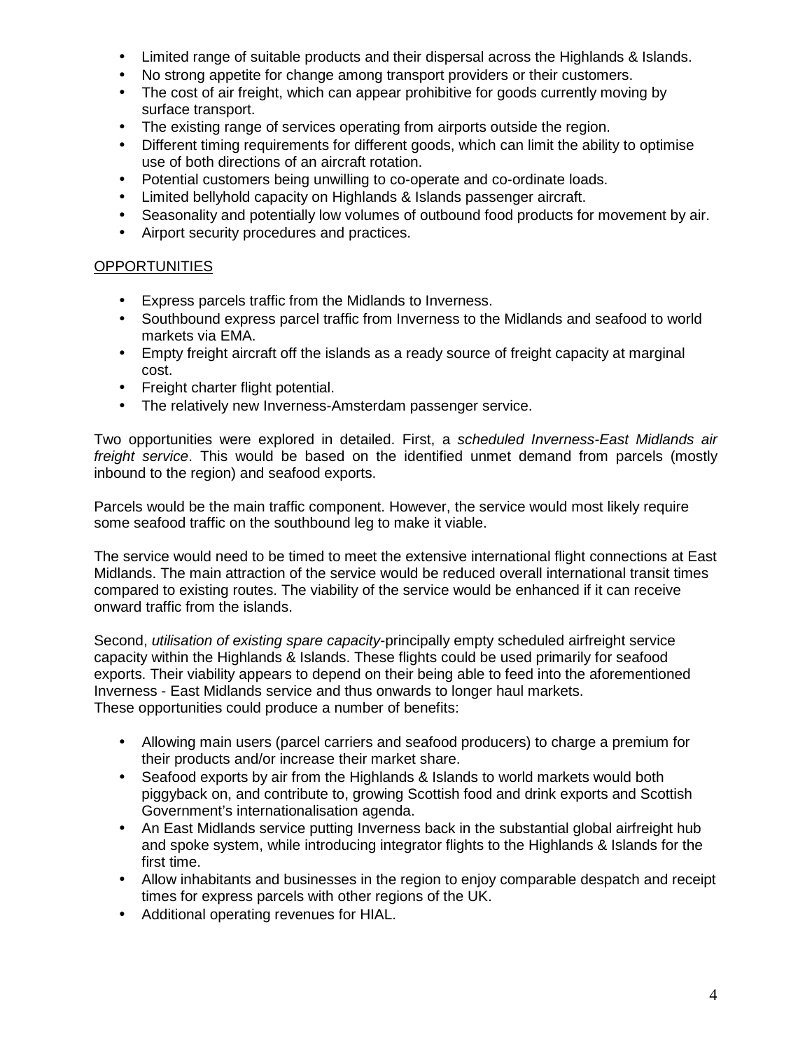- Limited range of suitable products and their dispersal across the Highlands & Islands.
- No strong appetite for change among transport providers or their customers.
- The cost of air freight, which can appear prohibitive for goods currently moving by surface transport.
- The existing range of services operating from airports outside the region.
- Different timing requirements for different goods, which can limit the ability to optimise use of both directions of an aircraft rotation.
- Potential customers being unwilling to co-operate and co-ordinate loads.
- Limited bellyhold capacity on Highlands & Islands passenger aircraft.
- Seasonality and potentially low volumes of outbound food products for movement by air.
- Airport security procedures and practices.

OPPORTUNITIES

- Express parcels traffic from the Midlands to Inverness.
- Southbound express parcel traffic from Inverness to the Midlands and seafood to world markets via EMA.
- Empty freight aircraft off the islands as a ready source of freight capacity at marginal cost.
- Freight charter flight potential.
- The relatively new Inverness-Amsterdam passenger service.

Two opportunities were explored in detailed. First, a *scheduled Inverness-East Midlands air freight service*. This would be based on the identified unmet demand from parcels (mostly inbound to the region) and seafood exports.

Parcels would be the main traffic component. However, the service would most likely require some seafood traffic on the southbound leg to make it viable.

The service would need to be timed to meet the extensive international flight connections at East Midlands. The main attraction of the service would be reduced overall international transit times compared to existing routes. The viability of the service would be enhanced if it can receive onward traffic from the islands.

Second, *utilisation of existing spare capacity*-principally empty scheduled airfreight service capacity within the Highlands & Islands. These flights could be used primarily for seafood exports. Their viability appears to depend on their being able to feed into the aforementioned Inverness - East Midlands service and thus onwards to longer haul markets.
These opportunities could produce a number of benefits:

- Allowing main users (parcel carriers and seafood producers) to charge a premium for their products and/or increase their market share.
- Seafood exports by air from the Highlands & Islands to world markets would both piggyback on, and contribute to, growing Scottish food and drink exports and Scottish Government's internationalisation agenda.
- An East Midlands service putting Inverness back in the substantial global airfreight hub and spoke system, while introducing integrator flights to the Highlands & Islands for the first time.
- Allow inhabitants and businesses in the region to enjoy comparable despatch and receipt times for express parcels with other regions of the UK.
- Additional operating revenues for HIAL.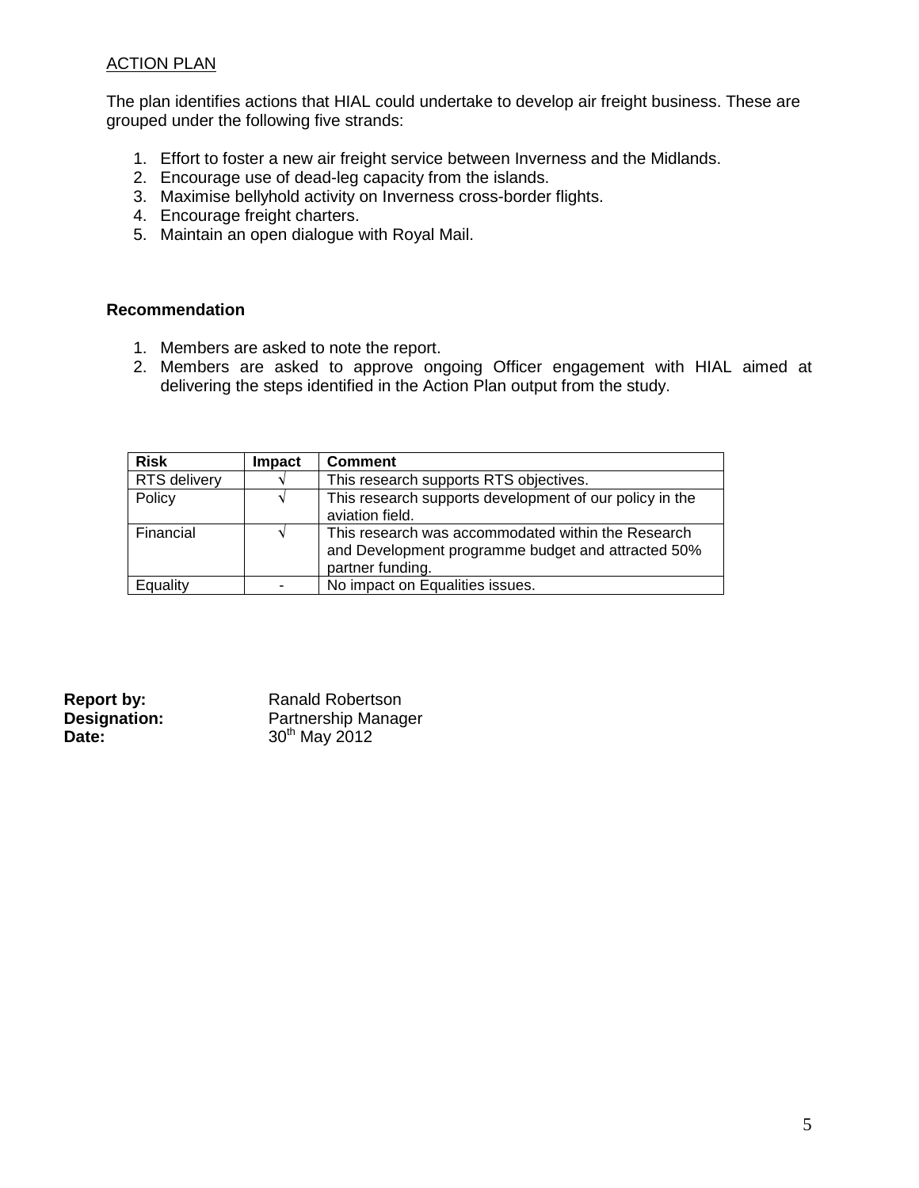## ACTION PLAN

The plan identifies actions that HIAL could undertake to develop air freight business. These are grouped under the following five strands:

1. Effort to foster a new air freight service between Inverness and the Midlands.
2. Encourage use of dead-leg capacity from the islands.
3. Maximise bellyhold activity on Inverness cross-border flights.
4. Encourage freight charters.
5. Maintain an open dialogue with Royal Mail.

**Recommendation**

1. Members are asked to note the report.
2. Members are asked to approve ongoing Officer engagement with HIAL aimed at delivering the steps identified in the Action Plan output from the study.

| Risk | Impact | Comment |
|---|---|---|
| RTS delivery | √ | This research supports RTS objectives. |
| Policy | √ | This research supports development of our policy in the aviation field. |
| Financial | √ | This research was accommodated within the Research and Development programme budget and attracted 50% partner funding. |
| Equality | - | No impact on Equalities issues. |

**Report by:** Ranald Robertson
**Designation:** Partnership Manager
**Date:** 30th May 2012